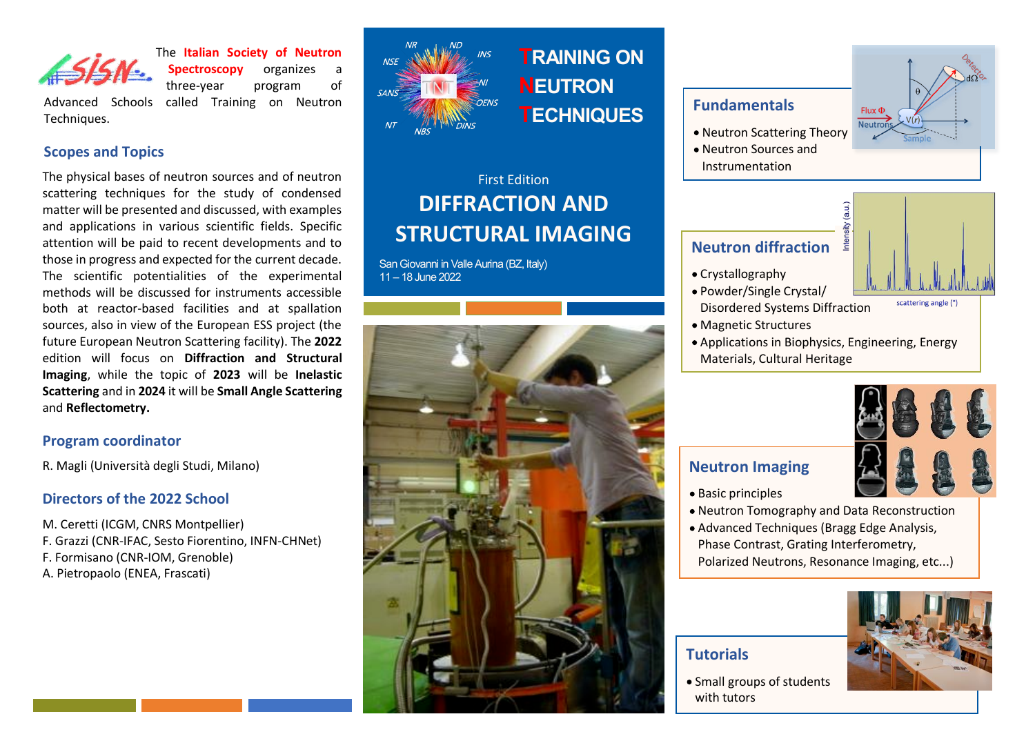The **Italian Society of Neutron Spectroscopy** organizes a three-year program of Advanced Schools called Training on Neutron Techniques.

## Scopes and Topics

The physical bases of neutron sources and of neutron scattering techniques for the study of condensed matter will be presented and discussed, with examples and applications in various scientific fields. Specific attention will be paid to recent developments and to those in progress and expected for the current decade. The scientific potentialities of the experimental methods will be discussed for instruments accessible both at reactor-based facilities and at spallation sources, also in view of the European ESS project (the future European Neutron Scattering facility). The **2022** edition will focus on **Diffraction and Structural Imaging**, while the topic of **2023** will be **Inelastic Scattering** and in **2024** it will be **Small Angle Scattering** and **Reflectometry.**

## Program coordinator

R. Magli (Università degli Studi, Milano)

## Directors of the 2022 School

M. Ceretti (ICGM, CNRS Montpellier)
F. Grazzi (CNR-IFAC, Sesto Fiorentino, INFN-CHNet)
F. Formisano (CNR-IOM, Grenoble)
A. Pietropaolo (ENEA, Frascati)

# TRAINING ON NEUTRON TECHNIQUES

First Edition

# DIFFRACTION AND STRUCTURAL IMAGING

San Giovanni in Valle Aurina (BZ, Italy)
11 – 18 June 2022

## Fundamentals

- Neutron Scattering Theory
- Neutron Sources and Instrumentation

## Neutron diffraction

- Crystallography
- Powder/Single Crystal/ Disordered Systems Diffraction
- Magnetic Structures
- Applications in Biophysics, Engineering, Energy Materials, Cultural Heritage

## Neutron Imaging

- Basic principles
- Neutron Tomography and Data Reconstruction
- Advanced Techniques (Bragg Edge Analysis, Phase Contrast, Grating Interferometry, Polarized Neutrons, Resonance Imaging, etc...)

## Tutorials

- Small groups of students with tutors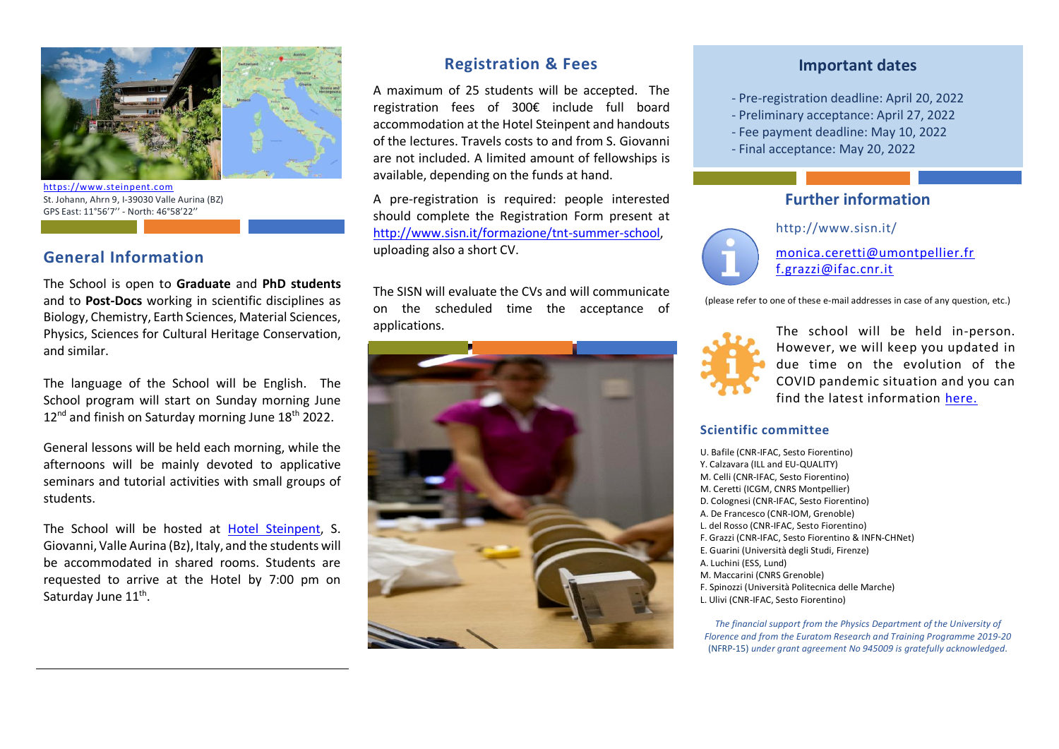https://www.steinpent.com
St. Johann, Ahrn 9, I-39030 Valle Aurina (BZ)
GPS East: 11°56'7'' - North: 46°58'22''

## General Information

The School is open to **Graduate** and **PhD students** and to **Post-Docs** working in scientific disciplines as Biology, Chemistry, Earth Sciences, Material Sciences, Physics, Sciences for Cultural Heritage Conservation, and similar.

The language of the School will be English. The School program will start on Sunday morning June 12nd and finish on Saturday morning June 18th 2022.

General lessons will be held each morning, while the afternoons will be mainly devoted to applicative seminars and tutorial activities with small groups of students.

The School will be hosted at Hotel Steinpent, S. Giovanni, Valle Aurina (Bz), Italy, and the students will be accommodated in shared rooms. Students are requested to arrive at the Hotel by 7:00 pm on Saturday June 11th.

## Registration & Fees

A maximum of 25 students will be accepted. The registration fees of 300€ include full board accommodation at the Hotel Steinpent and handouts of the lectures. Travels costs to and from S. Giovanni are not included. A limited amount of fellowships is available, depending on the funds at hand.

A pre-registration is required: people interested should complete the Registration Form present at http://www.sisn.it/formazione/tnt-summer-school, uploading also a short CV.

The SISN will evaluate the CVs and will communicate on the scheduled time the acceptance of applications.

## Important dates

- Pre-registration deadline: April 20, 2022
- Preliminary acceptance: April 27, 2022
- Fee payment deadline: May 10, 2022
- Final acceptance: May 20, 2022

## Further information

http://www.sisn.it/

monica.ceretti@umontpellier.fr
f.grazzi@ifac.cnr.it

(please refer to one of these e-mail addresses in case of any question, etc.)

The school will be held in-person. However, we will keep you updated in due time on the evolution of the COVID pandemic situation and you can find the latest information here.

### Scientific committee

U. Bafile (CNR-IFAC, Sesto Fiorentino)
Y. Calzavara (ILL and EU-QUALITY)
M. Celli (CNR-IFAC, Sesto Fiorentino)
M. Ceretti (ICGM, CNRS Montpellier)
D. Colognesi (CNR-IFAC, Sesto Fiorentino)
A. De Francesco (CNR-IOM, Grenoble)
L. del Rosso (CNR-IFAC, Sesto Fiorentino)
F. Grazzi (CNR-IFAC, Sesto Fiorentino & INFN-CHNet)
E. Guarini (Università degli Studi, Firenze)
A. Luchini (ESS, Lund)
M. Maccarini (CNRS Grenoble)
F. Spinozzi (Università Politecnica delle Marche)
L. Ulivi (CNR-IFAC, Sesto Fiorentino)

*The financial support from the Physics Department of the University of Florence and from the Euratom Research and Training Programme 2019-20* (NFRP-15) *under grant agreement No 945009 is gratefully acknowledged.*